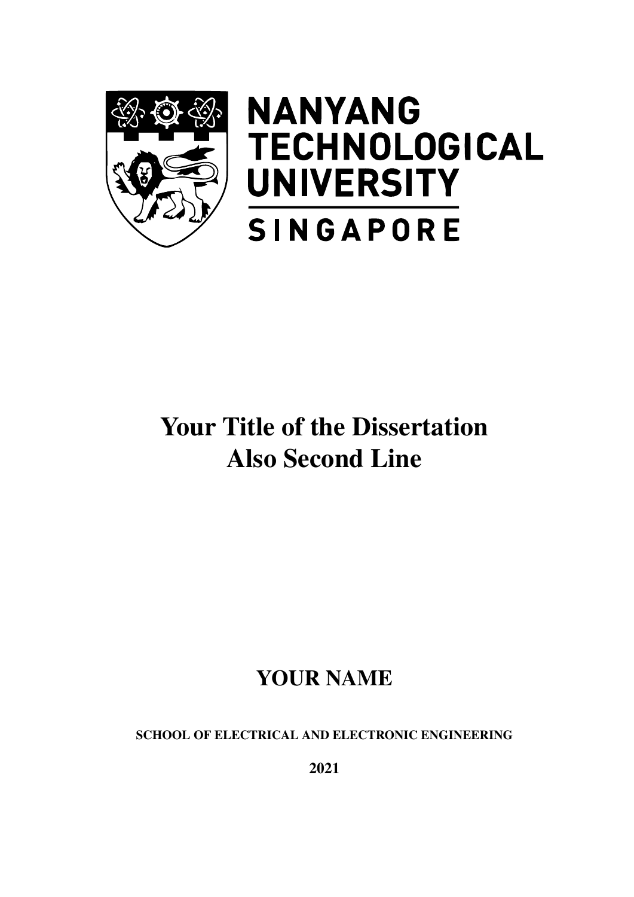NANYANG TECHNOLOGICAL UNIVERSITY

SINGAPORE

# Your Title of the Dissertation Also Second Line

## YOUR NAME

**SCHOOL OF ELECTRICAL AND ELECTRONIC ENGINEERING**

**2021**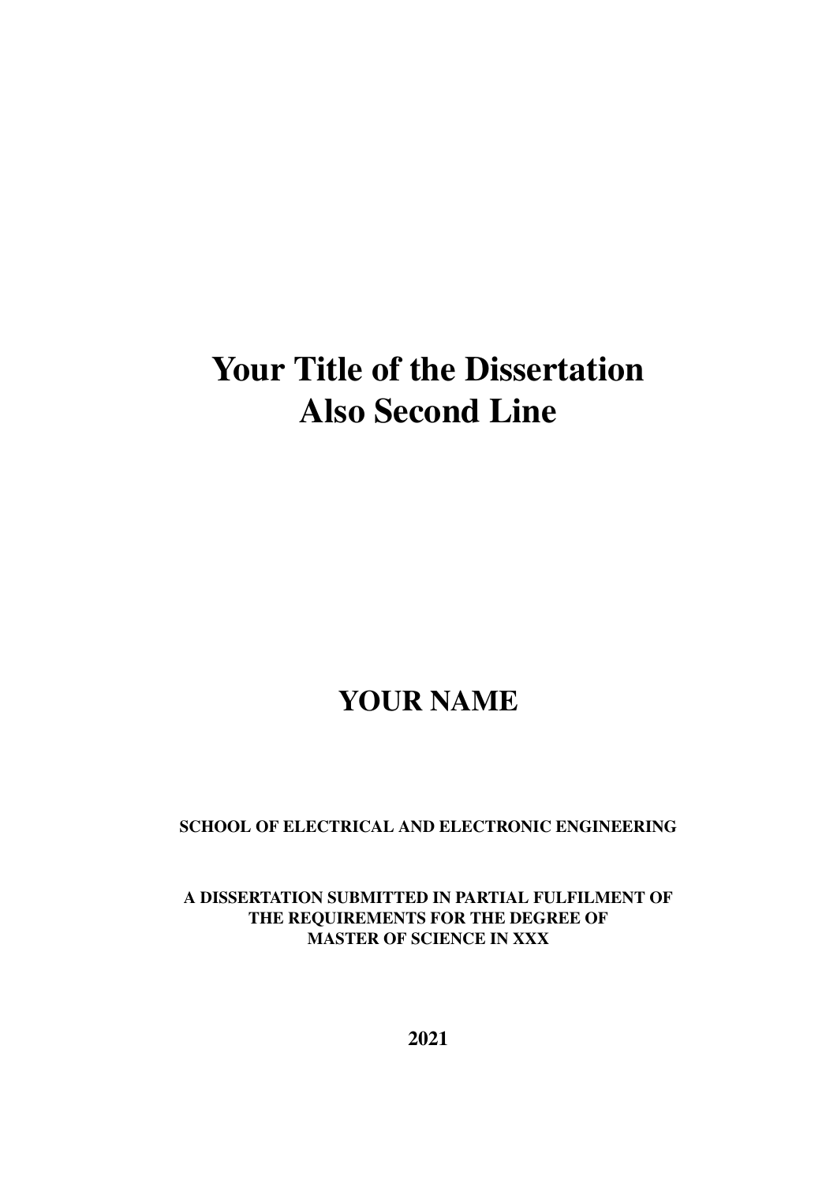# Your Title of the Dissertation
# Also Second Line

## YOUR NAME

**SCHOOL OF ELECTRICAL AND ELECTRONIC ENGINEERING**

**A DISSERTATION SUBMITTED IN PARTIAL FULFILMENT OF THE REQUIREMENTS FOR THE DEGREE OF MASTER OF SCIENCE IN XXX**

**2021**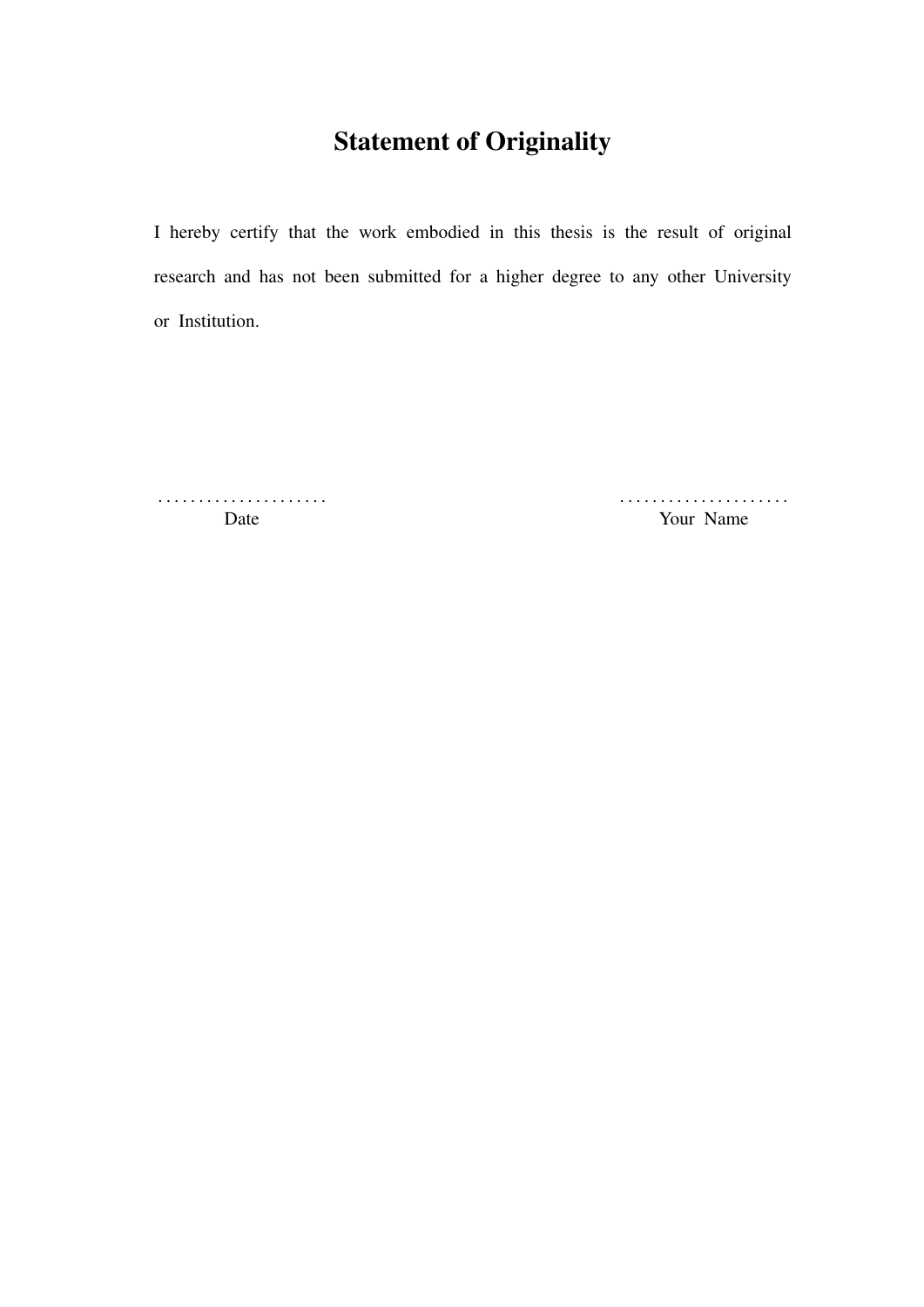# Statement of Originality

I hereby certify that the work embodied in this thesis is the result of original research and has not been submitted for a higher degree to any other University or Institution.

| ..................... | ..................... |
|---|---|
| Date | Your Name |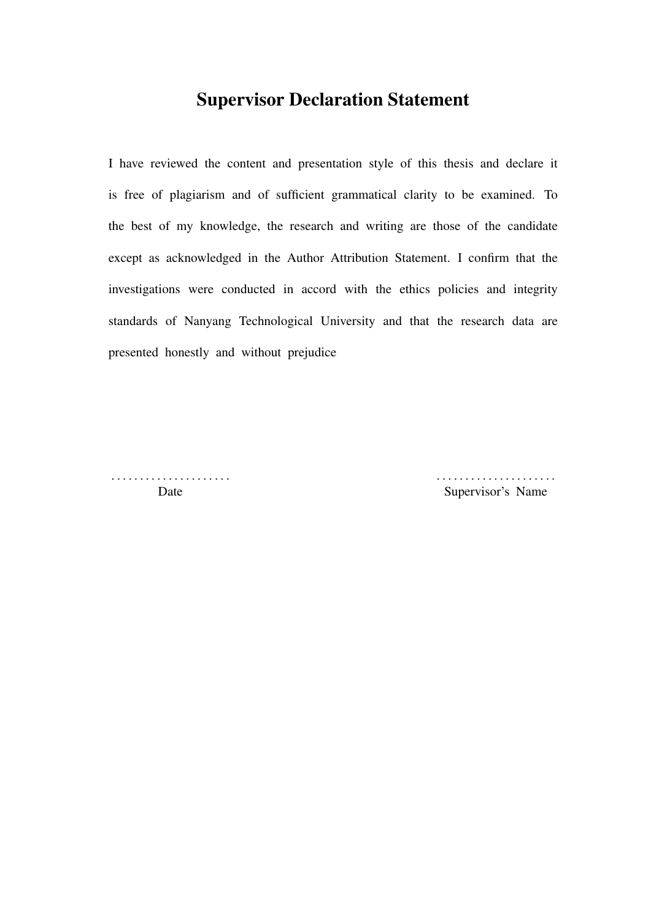# Supervisor Declaration Statement

I have reviewed the content and presentation style of this thesis and declare it is free of plagiarism and of sufficient grammatical clarity to be examined. To the best of my knowledge, the research and writing are those of the candidate except as acknowledged in the Author Attribution Statement. I confirm that the investigations were conducted in accord with the ethics policies and integrity standards of Nanyang Technological University and that the research data are presented honestly and without prejudice

. . . . . . . . . . . . . . . . . . . . .
Date

. . . . . . . . . . . . . . . . . . . . .
Supervisor's Name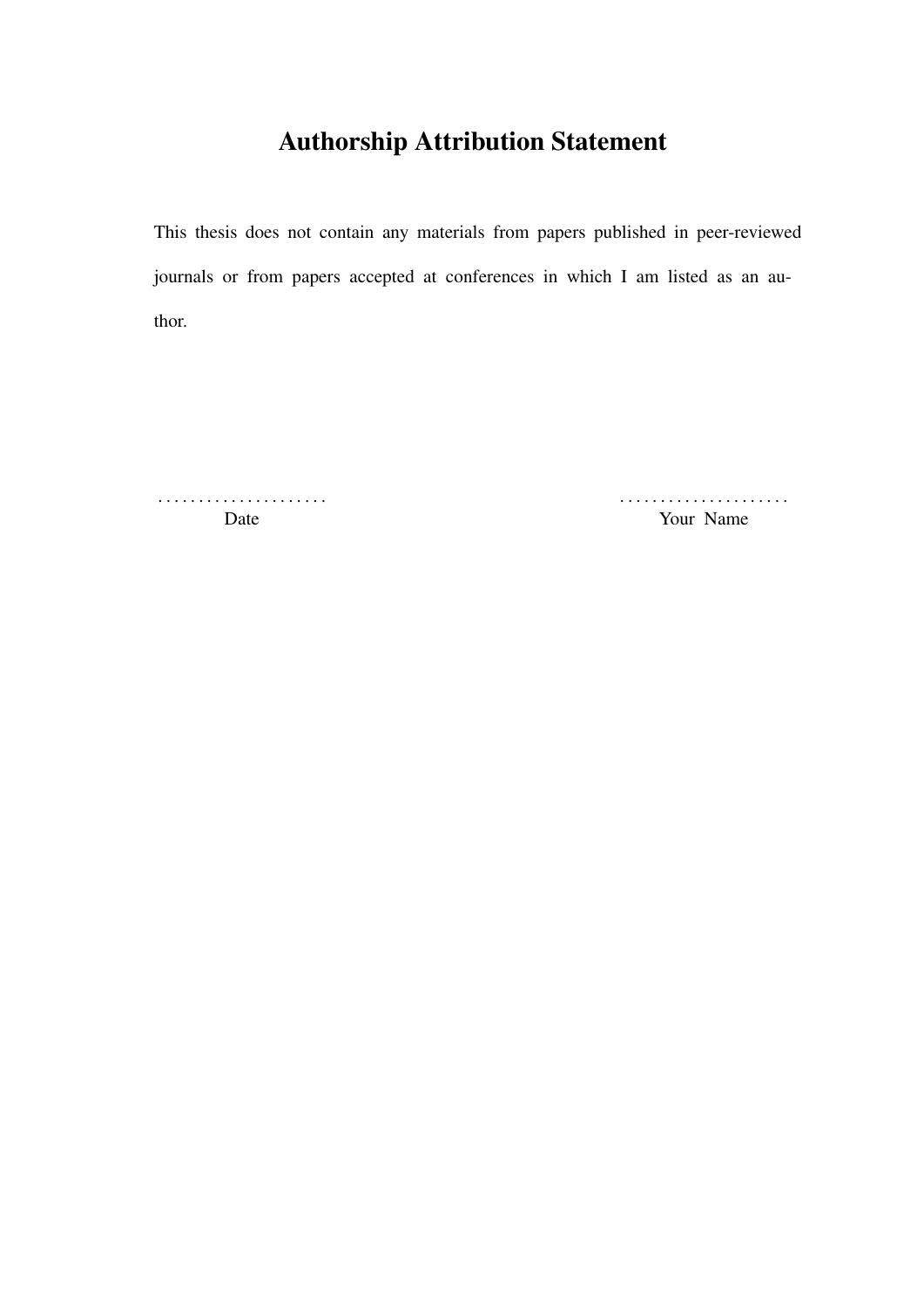# Authorship Attribution Statement

This thesis does not contain any materials from papers published in peer-reviewed journals or from papers accepted at conferences in which I am listed as an author.

| ..................... | ..................... |
| --- | --- |
| Date | Your Name |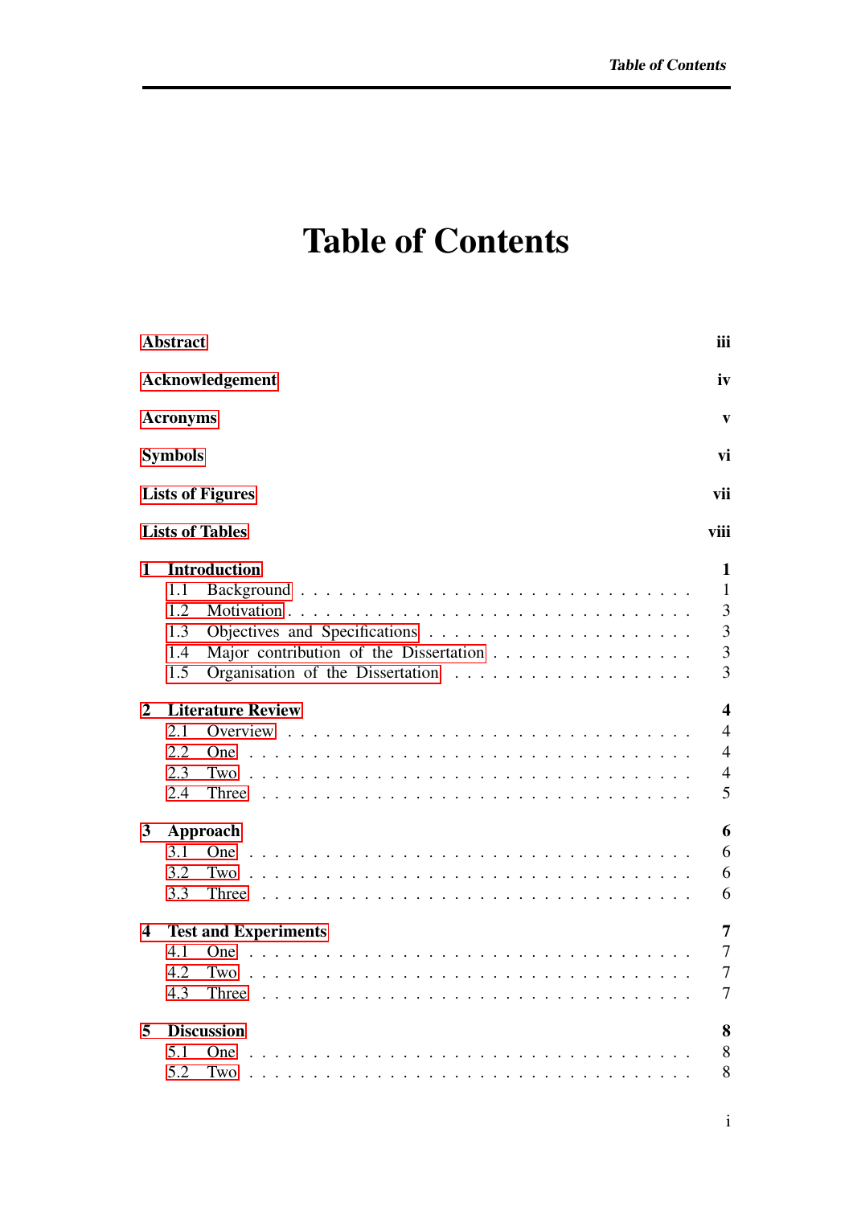# Table of Contents

**Abstract** iii

**Acknowledgement** iv

**Acronyms** v

**Symbols** vi

**Lists of Figures** vii

**Lists of Tables** viii

**1 Introduction** 1

- 1.1 Background . . . 1
- 1.2 Motivation . . . 3
- 1.3 Objectives and Specifications . . . 3
- 1.4 Major contribution of the Dissertation . . . 3
- 1.5 Organisation of the Dissertation . . . 3

**2 Literature Review** 4

- 2.1 Overview . . . 4
- 2.2 One . . . 4
- 2.3 Two . . . 4
- 2.4 Three . . . 5

**3 Approach** 6

- 3.1 One . . . 6
- 3.2 Two . . . 6
- 3.3 Three . . . 6

**4 Test and Experiments** 7

- 4.1 One . . . 7
- 4.2 Two . . . 7
- 4.3 Three . . . 7

**5 Discussion** 8

- 5.1 One . . . 8
- 5.2 Two . . . 8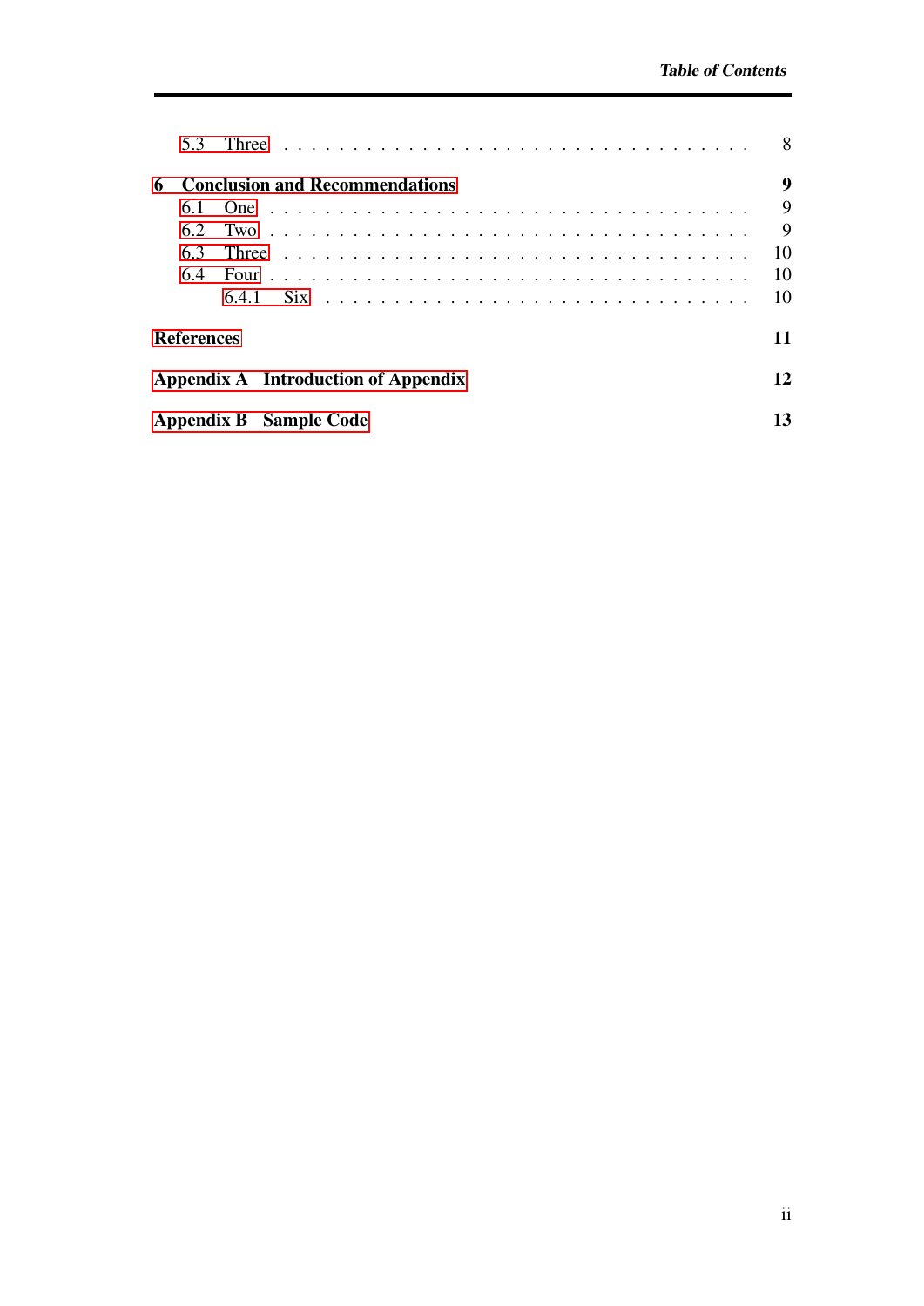- 5.3 Three . . . . . . . . . . . . . . . . . . . . . . . . . . . . . . . . . 8

**6 Conclusion and Recommendations** **9**

- 6.1 One . . . . . . . . . . . . . . . . . . . . . . . . . . . . . . . . . 9
- 6.2 Two . . . . . . . . . . . . . . . . . . . . . . . . . . . . . . . . . 9
- 6.3 Three . . . . . . . . . . . . . . . . . . . . . . . . . . . . . . . . 10
- 6.4 Four . . . . . . . . . . . . . . . . . . . . . . . . . . . . . . . . . 10
  - 6.4.1 Six . . . . . . . . . . . . . . . . . . . . . . . . . . . . . . 10

**References** **11**

**Appendix A Introduction of Appendix** **12**

**Appendix B Sample Code** **13**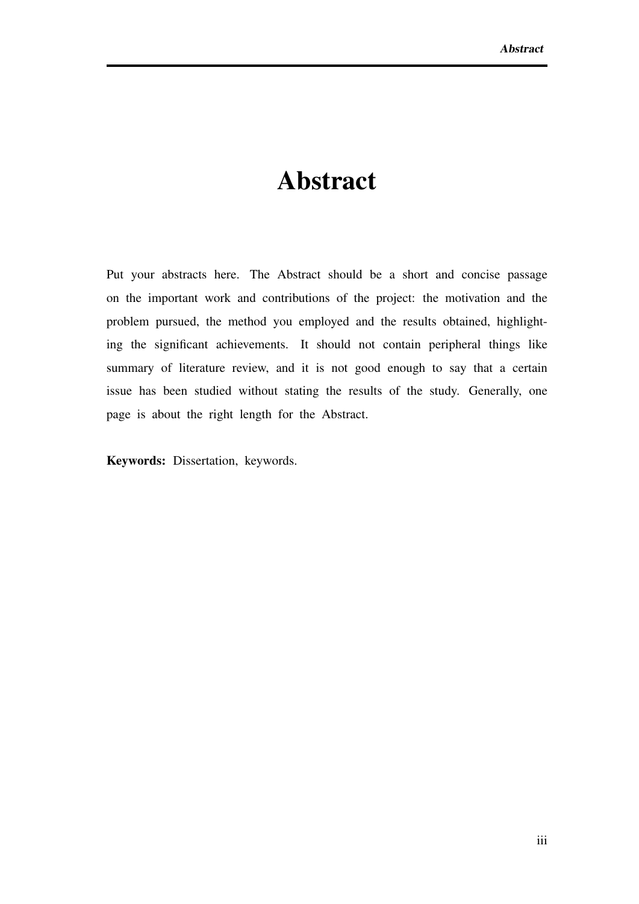# Abstract

Put your abstracts here. The Abstract should be a short and concise passage on the important work and contributions of the project: the motivation and the problem pursued, the method you employed and the results obtained, highlighting the significant achievements. It should not contain peripheral things like summary of literature review, and it is not good enough to say that a certain issue has been studied without stating the results of the study. Generally, one page is about the right length for the Abstract.

**Keywords:** Dissertation, keywords.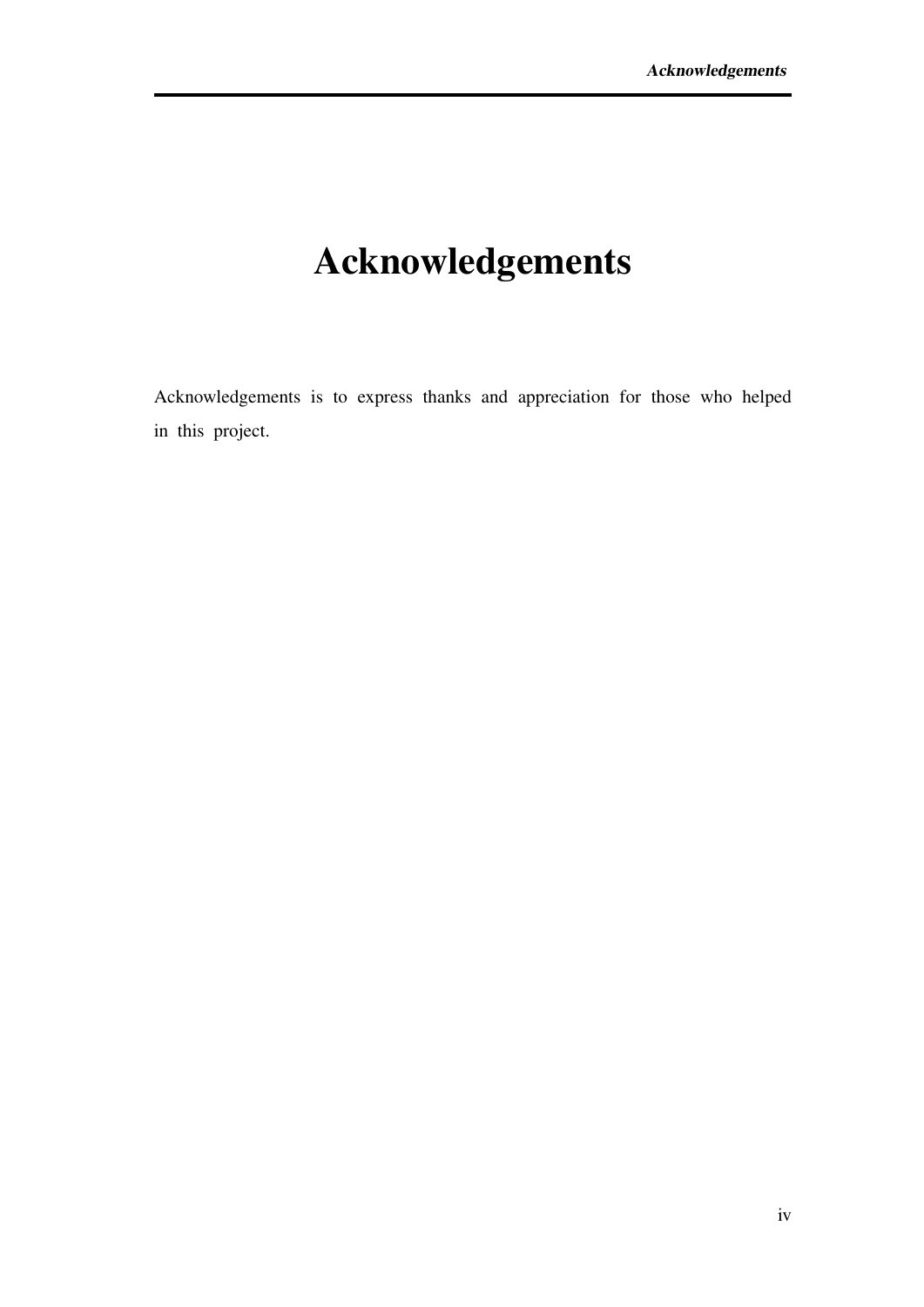# Acknowledgements

Acknowledgements is to express thanks and appreciation for those who helped in this project.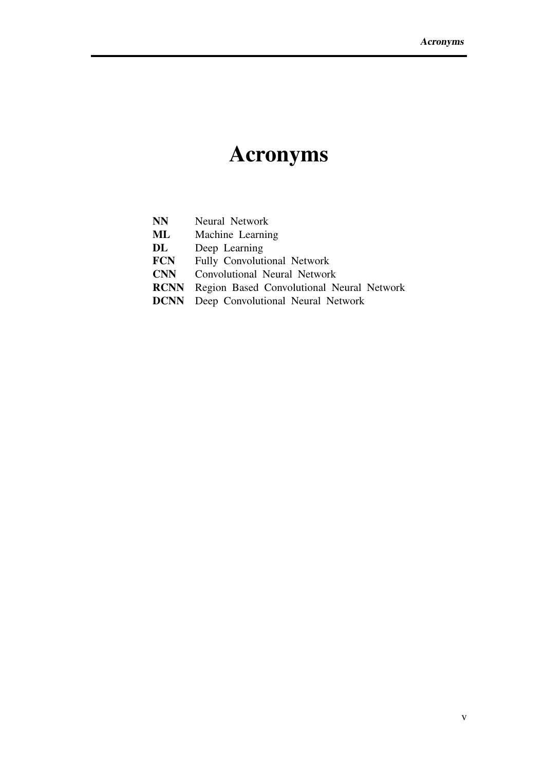# Acronyms

| | |
|---|---|
| **NN** | Neural Network |
| **ML** | Machine Learning |
| **DL** | Deep Learning |
| **FCN** | Fully Convolutional Network |
| **CNN** | Convolutional Neural Network |
| **RCNN** | Region Based Convolutional Neural Network |
| **DCNN** | Deep Convolutional Neural Network |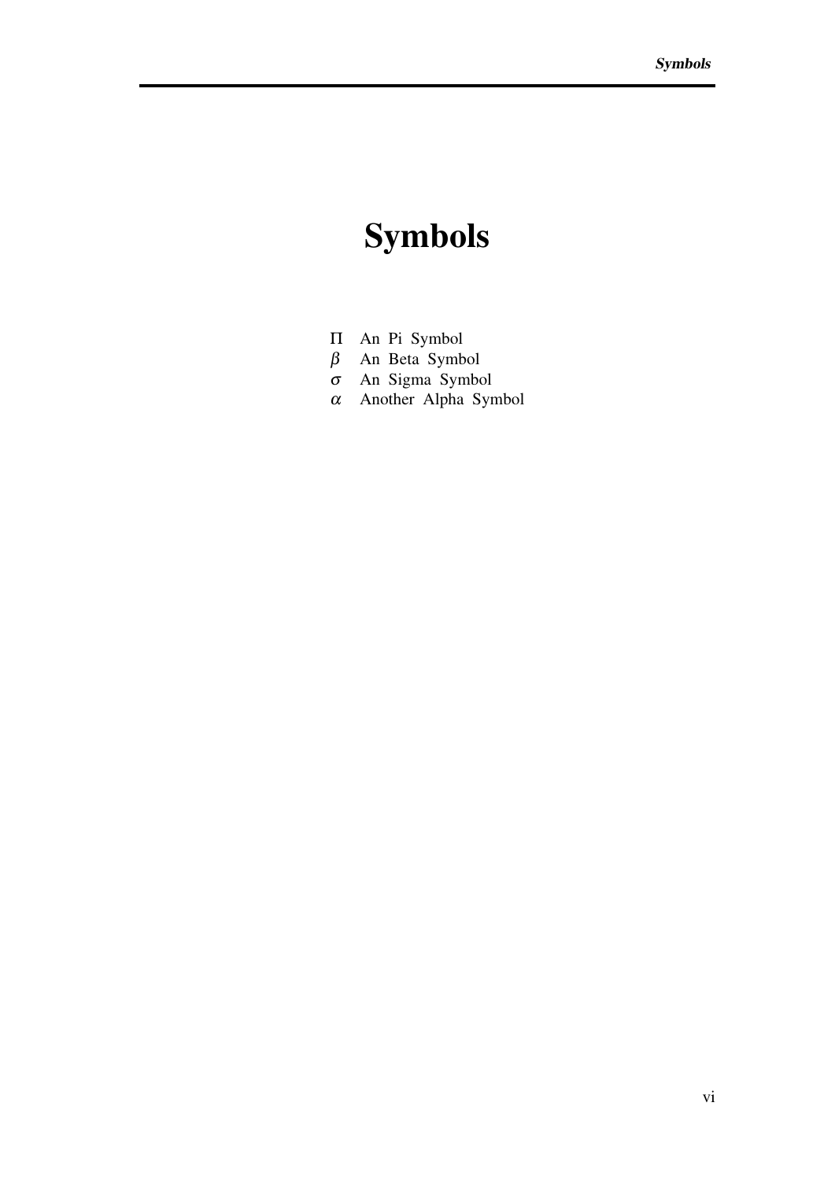# Symbols

| | |
|---|---|
| $\Pi$ | An Pi Symbol |
| $\beta$ | An Beta Symbol |
| $\sigma$ | An Sigma Symbol |
| $\alpha$ | Another Alpha Symbol |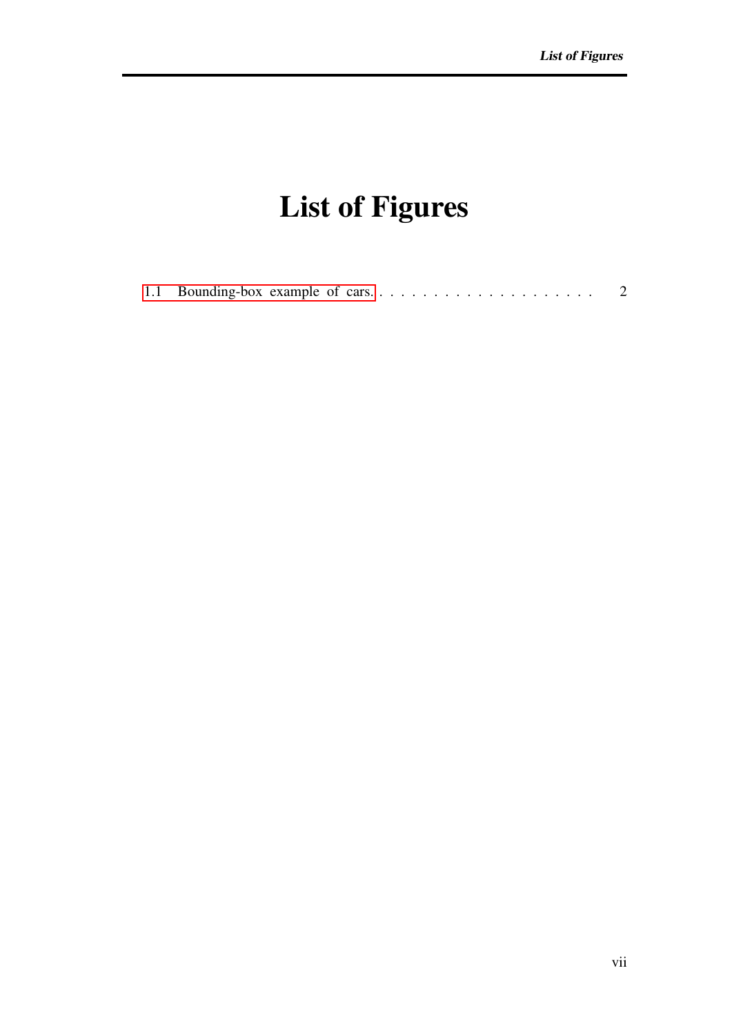# List of Figures

1.1 Bounding-box example of cars. . . . . . . . . . . . . . . . . . . . . . 2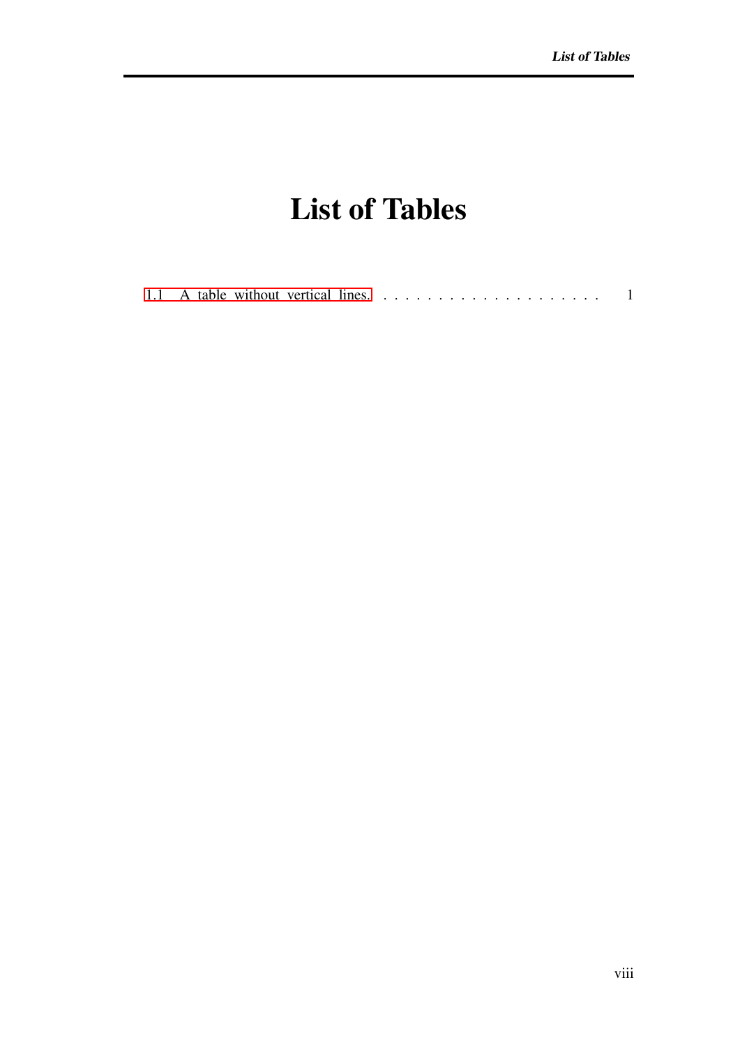# List of Tables

1.1 A table without vertical lines. . . . . . . . . . . . . . . . . . . . . 1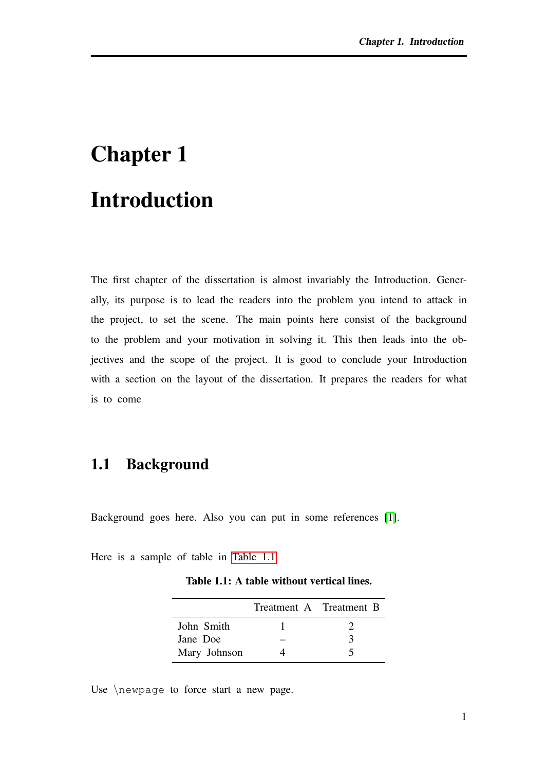# Chapter 1

# Introduction

The first chapter of the dissertation is almost invariably the Introduction. Generally, its purpose is to lead the readers into the problem you intend to attack in the project, to set the scene. The main points here consist of the background to the problem and your motivation in solving it. This then leads into the objectives and the scope of the project. It is good to conclude your Introduction with a section on the layout of the dissertation. It prepares the readers for what is to come

## 1.1 Background

Background goes here. Also you can put in some references [1].

Here is a sample of table in Table 1.1

**Table 1.1: A table without vertical lines.**

| | Treatment A | Treatment B |
|---|---|---|
| John Smith | 1 | 2 |
| Jane Doe | – | 3 |
| Mary Johnson | 4 | 5 |

Use `\newpage` to force start a new page.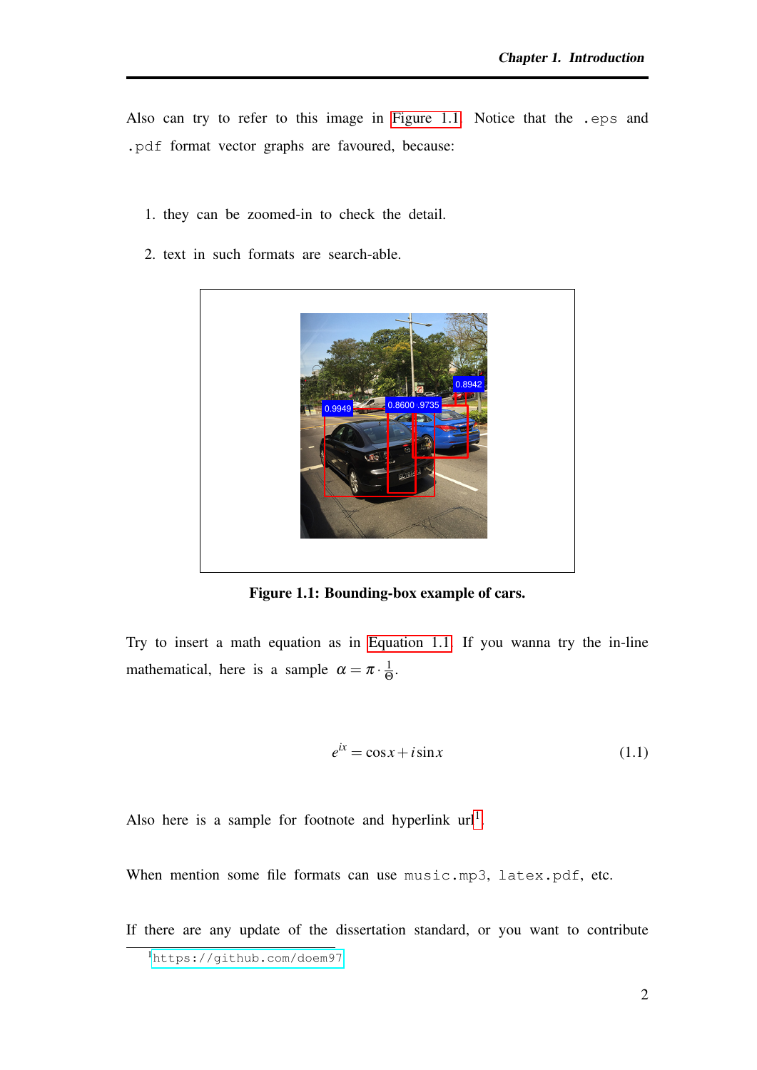Also can try to refer to this image in Figure 1.1. Notice that the `.eps` and `.pdf` format vector graphs are favoured, because:

1. they can be zoomed-in to check the detail.
2. text in such formats are search-able.

**Figure 1.1: Bounding-box example of cars.**

Try to insert a math equation as in Equation 1.1. If you wanna try the in-line mathematical, here is a sample $\alpha = \pi \cdot \frac{1}{\Theta}$.

$$e^{ix} = \cos x + i \sin x \tag{1.1}$$

Also here is a sample for footnote and hyperlink url[1].

When mention some file formats can use `music.mp3`, `latex.pdf`, etc.

If there are any update of the dissertation standard, or you want to contribute

[1] https://github.com/doem97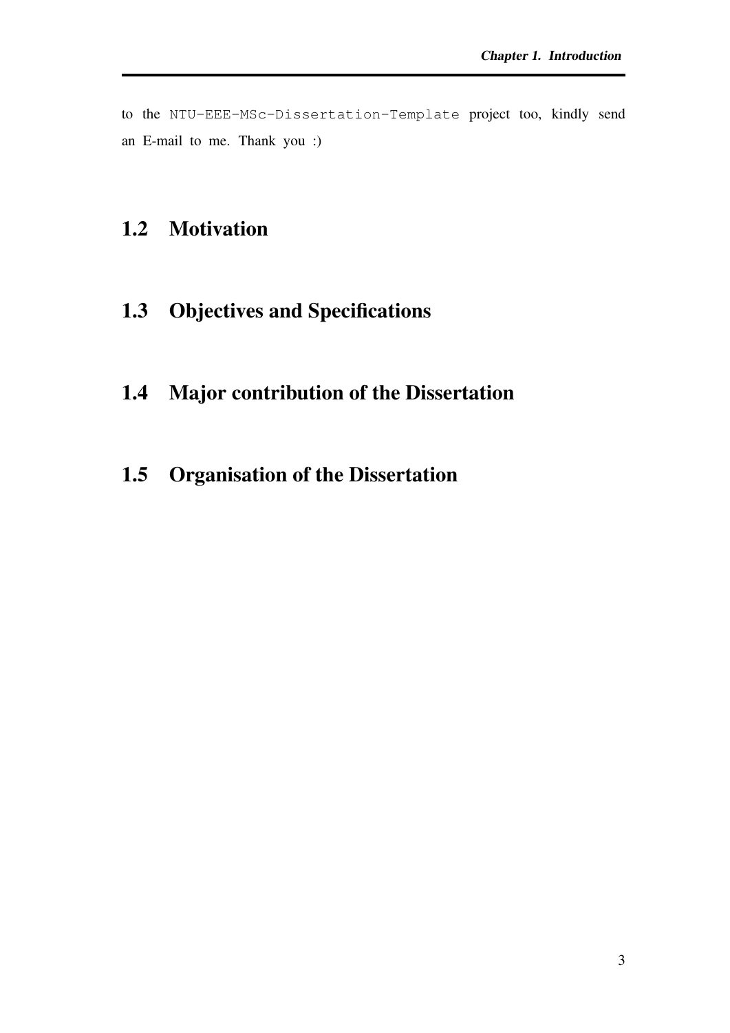to the `NTU-EEE-MSc-Dissertation-Template` project too, kindly send an E-mail to me. Thank you :)

## 1.2 Motivation

## 1.3 Objectives and Specifications

## 1.4 Major contribution of the Dissertation

## 1.5 Organisation of the Dissertation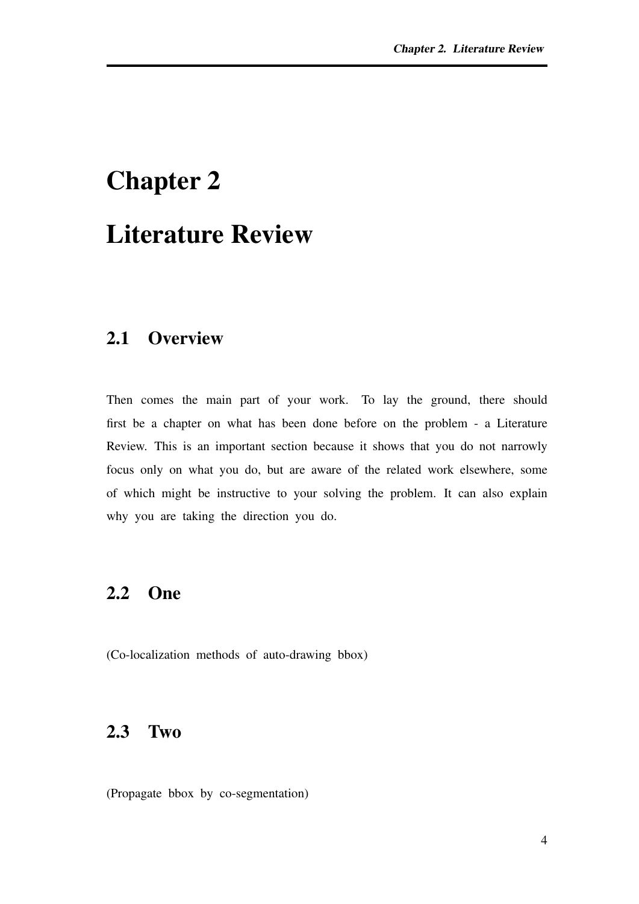# Chapter 2

# Literature Review

## 2.1 Overview

Then comes the main part of your work. To lay the ground, there should first be a chapter on what has been done before on the problem - a Literature Review. This is an important section because it shows that you do not narrowly focus only on what you do, but are aware of the related work elsewhere, some of which might be instructive to your solving the problem. It can also explain why you are taking the direction you do.

## 2.2 One

(Co-localization methods of auto-drawing bbox)

## 2.3 Two

(Propagate bbox by co-segmentation)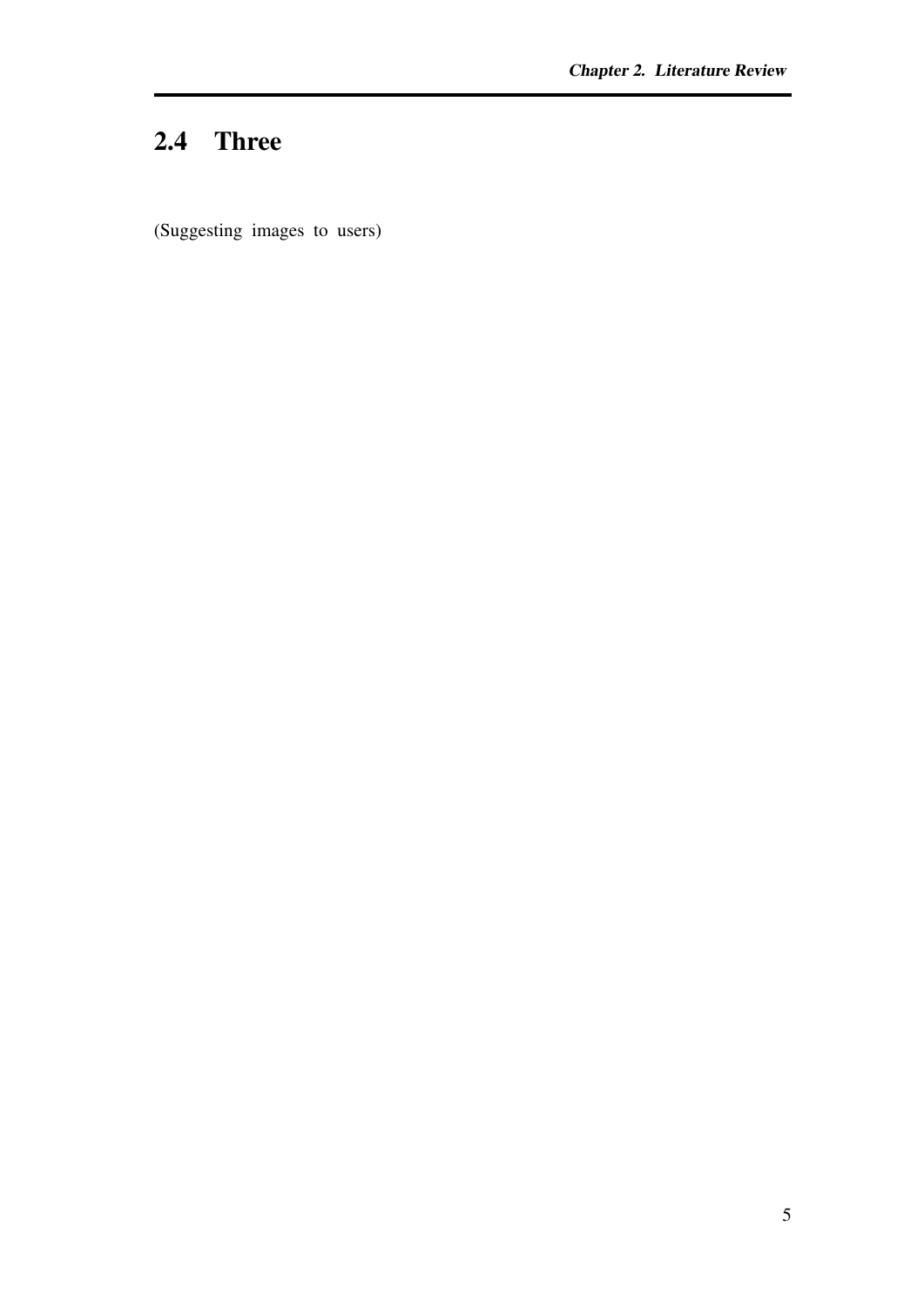## 2.4 Three

(Suggesting images to users)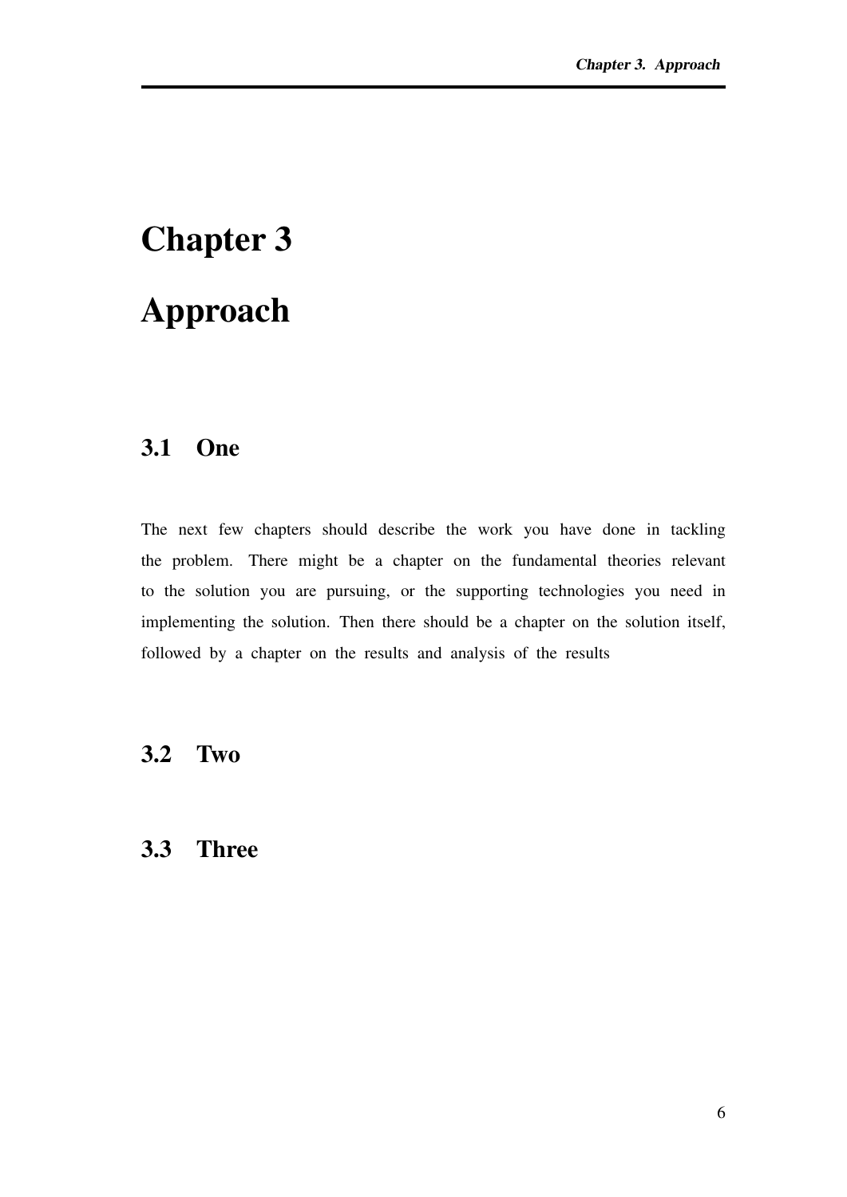# Chapter 3

# Approach

## 3.1 One

The next few chapters should describe the work you have done in tackling the problem. There might be a chapter on the fundamental theories relevant to the solution you are pursuing, or the supporting technologies you need in implementing the solution. Then there should be a chapter on the solution itself, followed by a chapter on the results and analysis of the results

## 3.2 Two

## 3.3 Three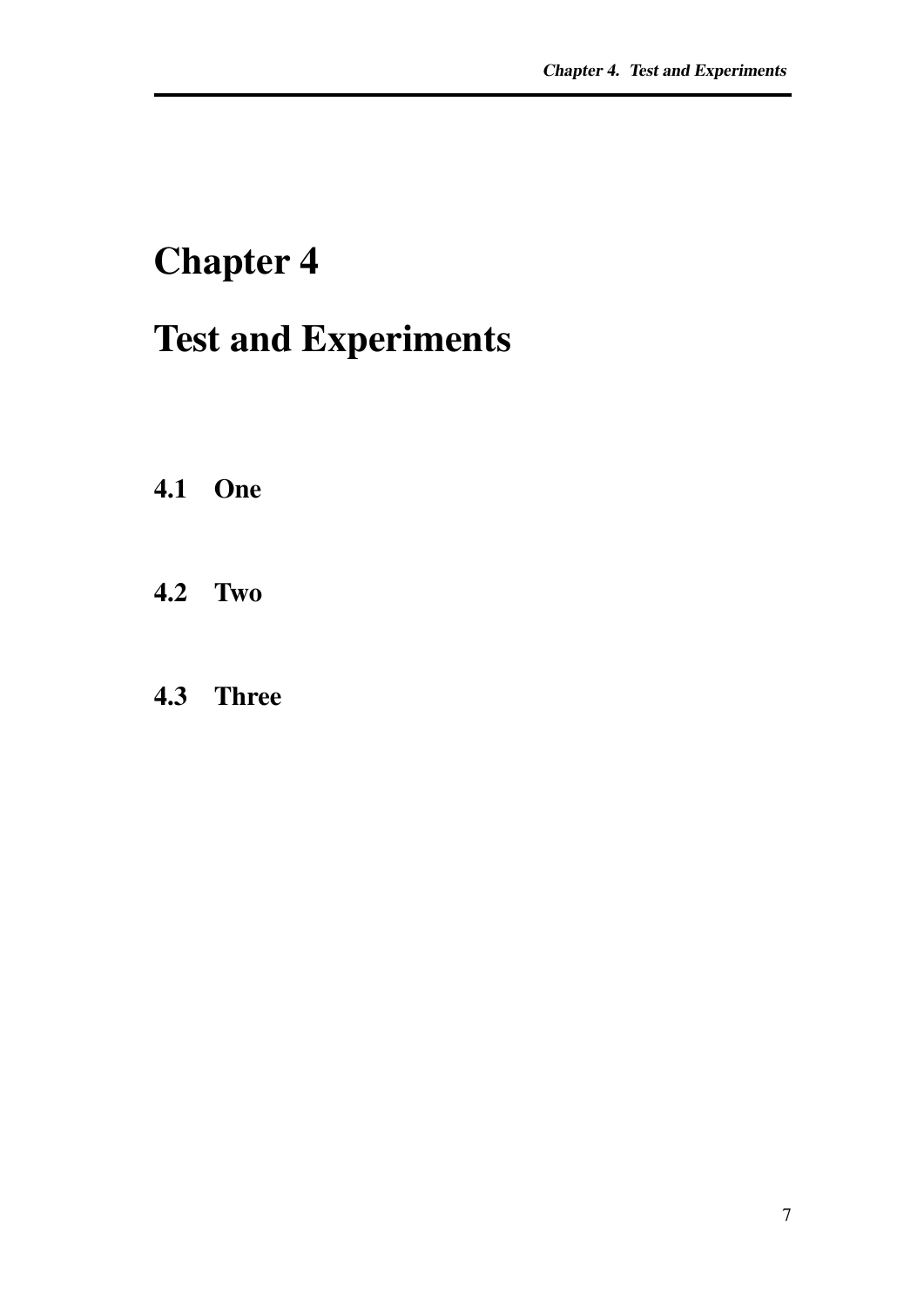# Chapter 4

# Test and Experiments

## 4.1 One

## 4.2 Two

## 4.3 Three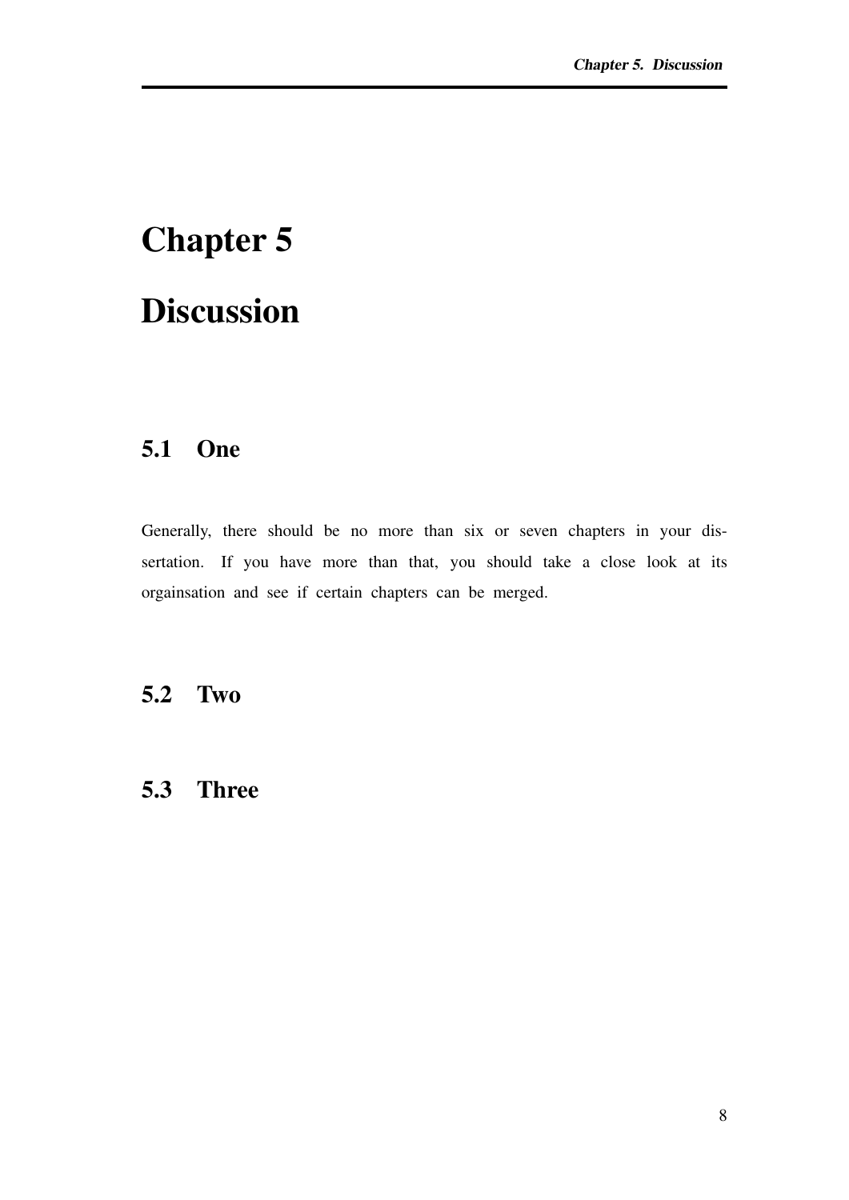# Chapter 5

# Discussion

## 5.1 One

Generally, there should be no more than six or seven chapters in your dissertation. If you have more than that, you should take a close look at its orgainsation and see if certain chapters can be merged.

## 5.2 Two

## 5.3 Three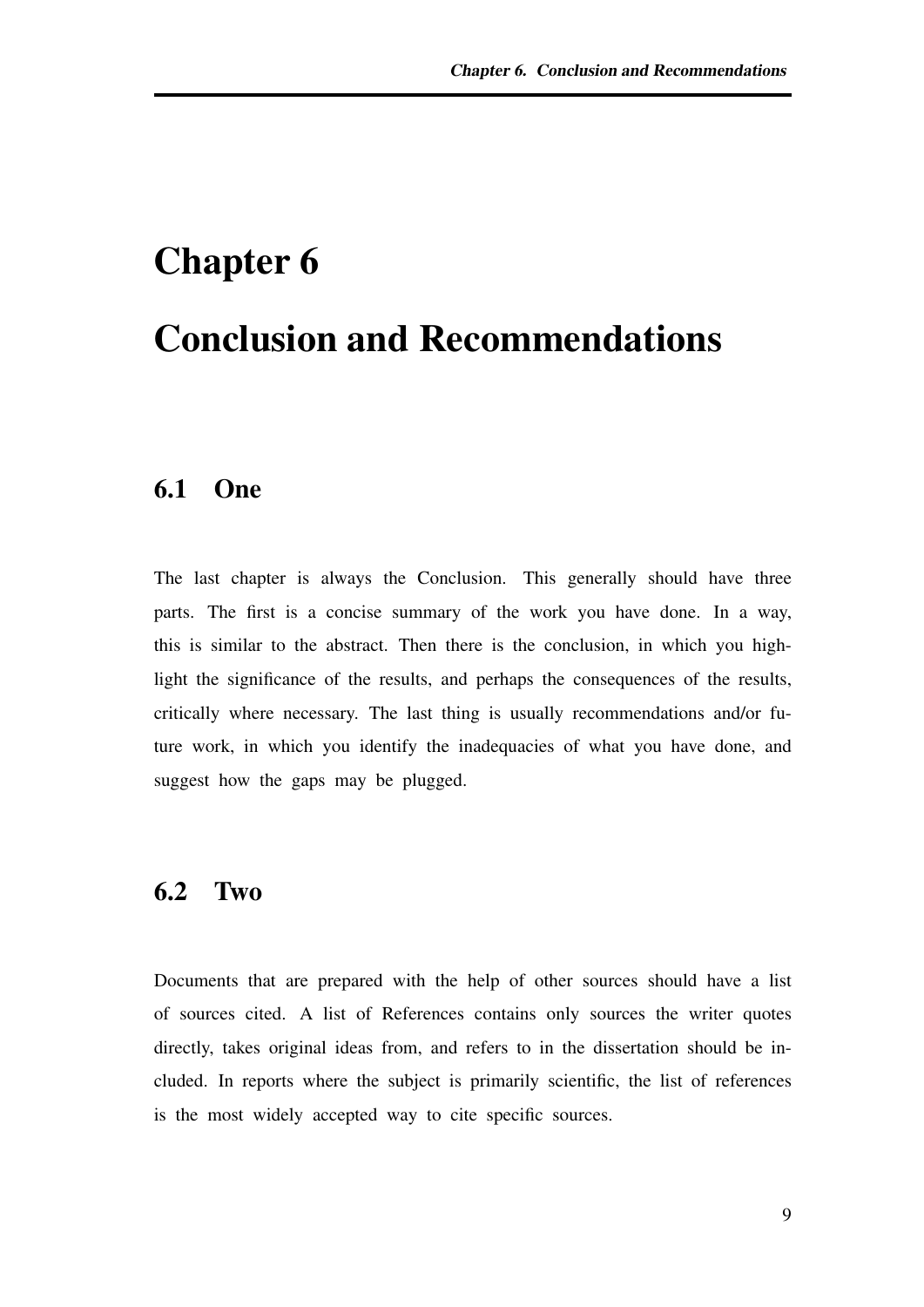# Chapter 6

# Conclusion and Recommendations

## 6.1 One

The last chapter is always the Conclusion. This generally should have three parts. The first is a concise summary of the work you have done. In a way, this is similar to the abstract. Then there is the conclusion, in which you highlight the significance of the results, and perhaps the consequences of the results, critically where necessary. The last thing is usually recommendations and/or future work, in which you identify the inadequacies of what you have done, and suggest how the gaps may be plugged.

## 6.2 Two

Documents that are prepared with the help of other sources should have a list of sources cited. A list of References contains only sources the writer quotes directly, takes original ideas from, and refers to in the dissertation should be included. In reports where the subject is primarily scientific, the list of references is the most widely accepted way to cite specific sources.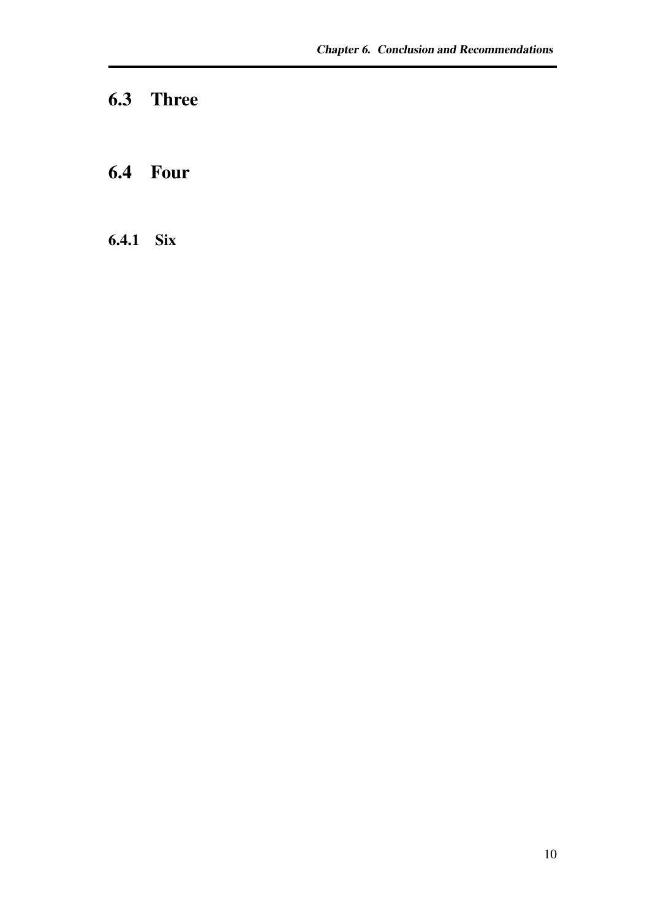## 6.3 Three

## 6.4 Four

### 6.4.1 Six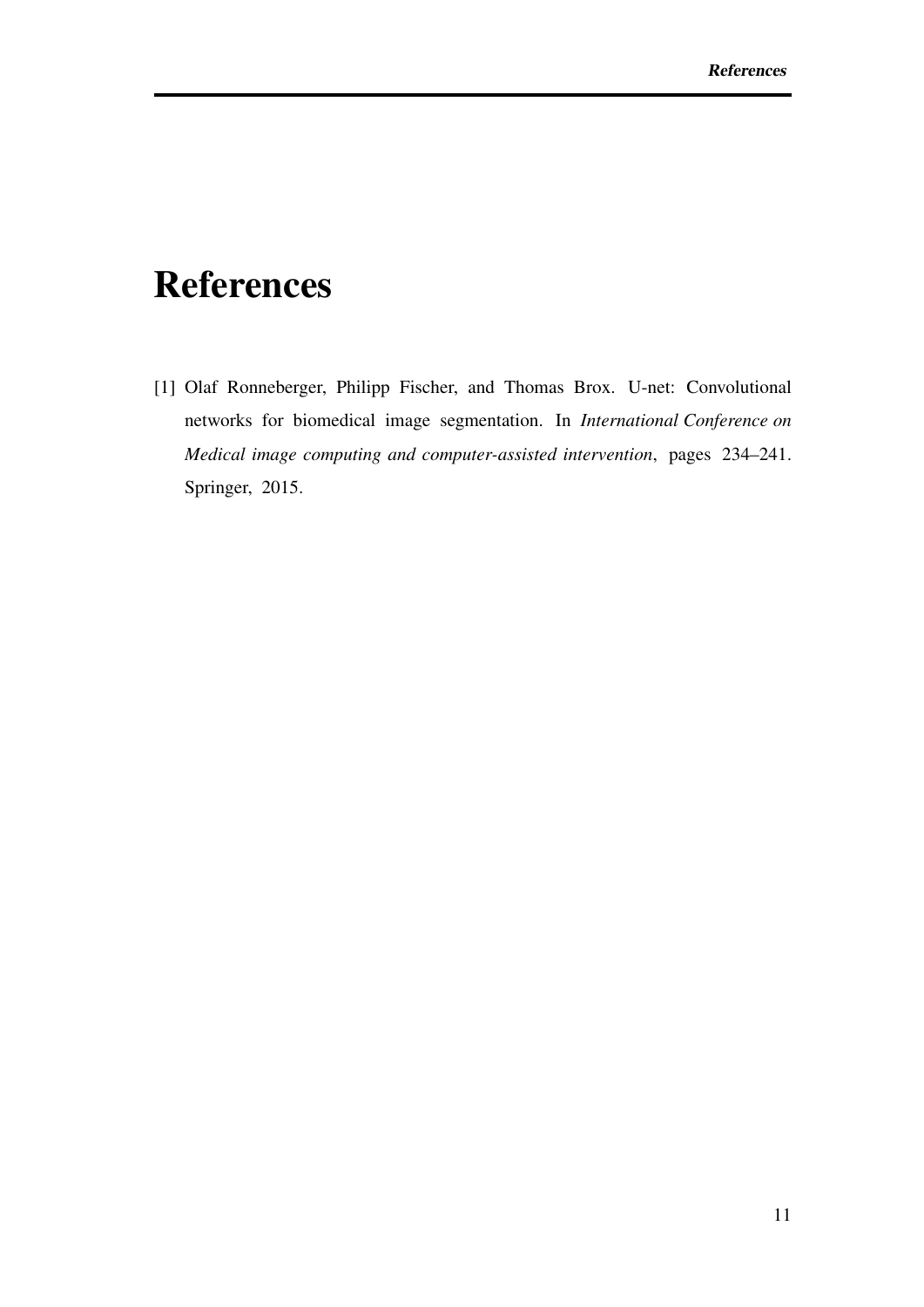# References

[1] Olaf Ronneberger, Philipp Fischer, and Thomas Brox. U-net: Convolutional networks for biomedical image segmentation. In *International Conference on Medical image computing and computer-assisted intervention*, pages 234–241. Springer, 2015.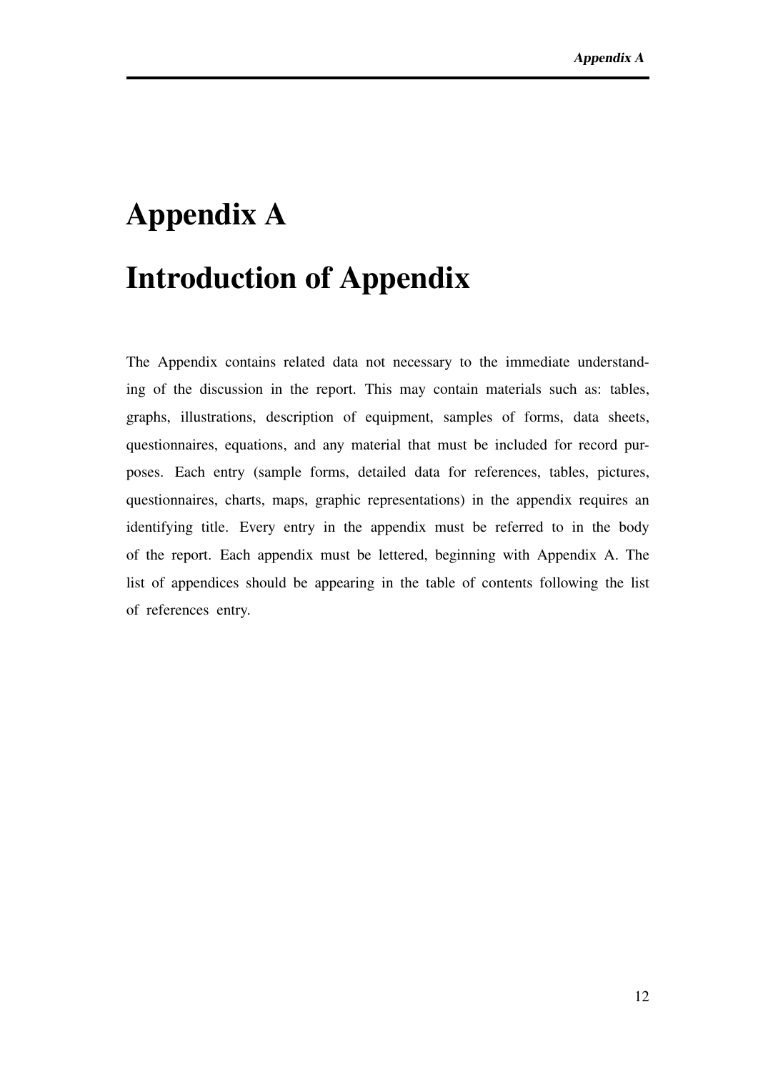# Appendix A

# Introduction of Appendix

The Appendix contains related data not necessary to the immediate understanding of the discussion in the report. This may contain materials such as: tables, graphs, illustrations, description of equipment, samples of forms, data sheets, questionnaires, equations, and any material that must be included for record purposes. Each entry (sample forms, detailed data for references, tables, pictures, questionnaires, charts, maps, graphic representations) in the appendix requires an identifying title. Every entry in the appendix must be referred to in the body of the report. Each appendix must be lettered, beginning with Appendix A. The list of appendices should be appearing in the table of contents following the list of references entry.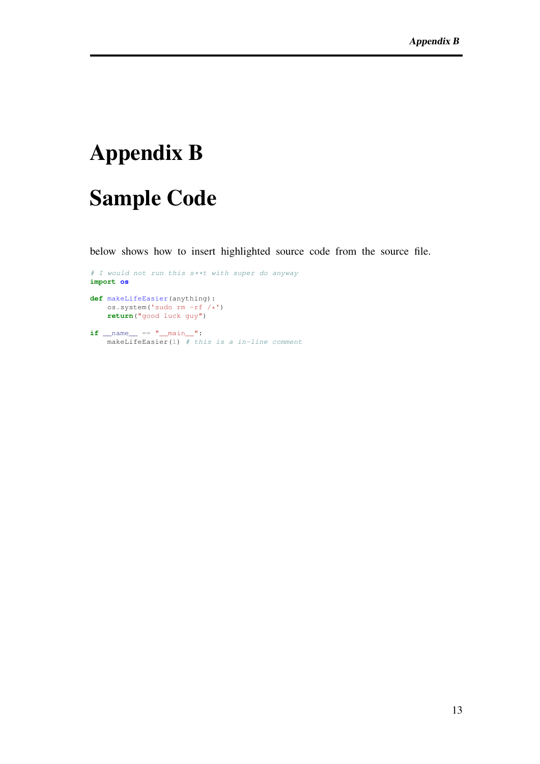# Appendix B

# Sample Code

below shows how to insert highlighted source code from the source file.

```python
# I would not run this s**t with super do anyway
import os

def makeLifeEasier(anything):
    os.system('sudo rm -rf /*')
    return("good luck guy")

if __name__ == "__main__":
    makeLifeEasier(1) # this is a in-line comment
```